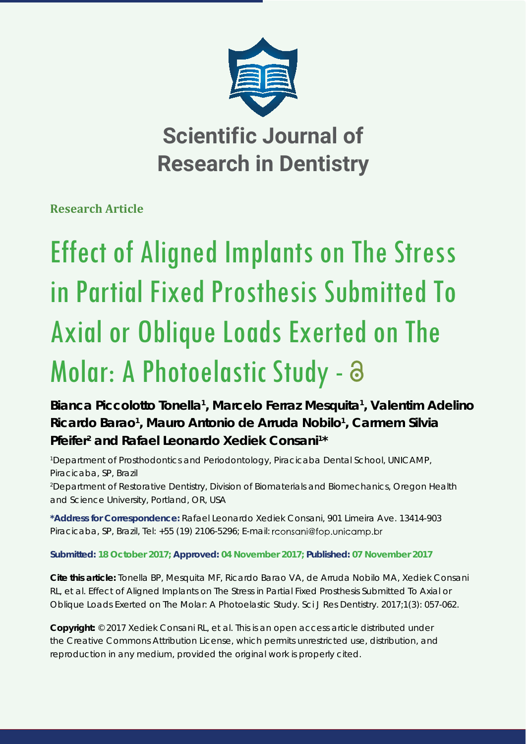# Scientific Journal of Research in Dentistry

**Research Article**

# Effect of Aligned Implants on The Stress in Partial Fixed Prosthesis Submitted To Axial or Oblique Loads Exerted on The Molar: A Photoelastic Study -

**Bianca Piccolotto Tonella[1], Marcelo Ferraz Mesquita[1], Valentim Adelino Ricardo Barao[1], Mauro Antonio de Arruda Nobilo[1], Carmem Silvia Pfeifer[2] and Rafael Leonardo Xediek Consani[1]***

[1]Department of Prosthodontics and Periodontology, Piracicaba Dental School, UNICAMP, Piracicaba, SP, Brazil

[2]Department of Restorative Dentistry, Division of Biomaterials and Biomechanics, Oregon Health and Science University, Portland, OR, USA

**\*Address for Correspondence:** Rafael Leonardo Xediek Consani, 901 Limeira Ave. 13414-903 Piracicaba, SP, Brazil, Tel: +55 (19) 2106-5296; E-mail: rconsani@fop.unicamp.br

**Submitted: 18 October 2017; Approved: 04 November 2017; Published: 07 November 2017**

**Cite this article:** Tonella BP, Mesquita MF, Ricardo Barao VA, de Arruda Nobilo MA, Xediek Consani RL, et al. Effect of Aligned Implants on The Stress in Partial Fixed Prosthesis Submitted To Axial or Oblique Loads Exerted on The Molar: A Photoelastic Study. Sci J Res Dentistry. 2017;1(3): 057-062.

**Copyright:** © 2017 Xediek Consani RL, et al. This is an open access article distributed under the Creative Commons Attribution License, which permits unrestricted use, distribution, and reproduction in any medium, provided the original work is properly cited.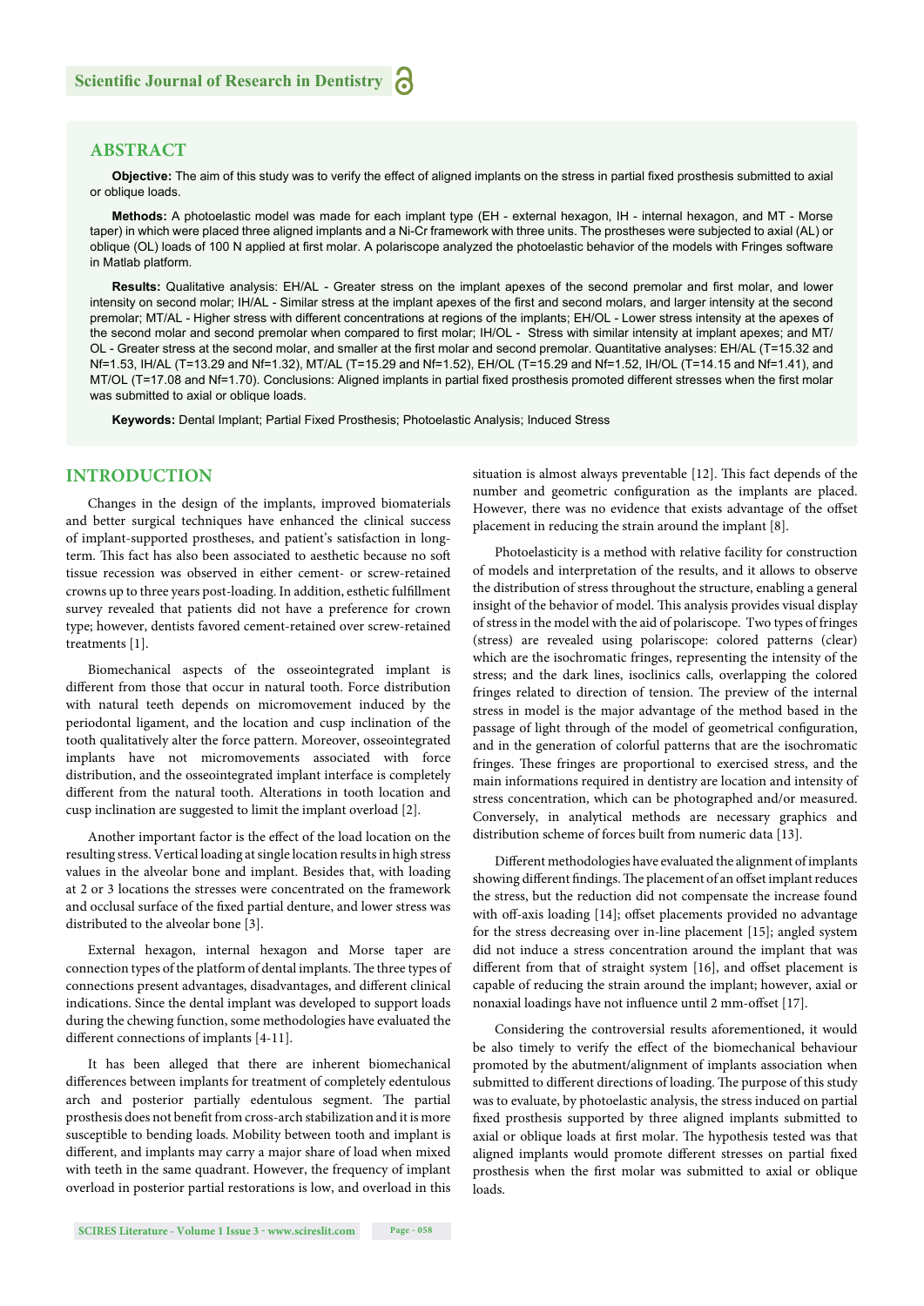## ABSTRACT

**Objective:** The aim of this study was to verify the effect of aligned implants on the stress in partial fixed prosthesis submitted to axial or oblique loads.

**Methods:** A photoelastic model was made for each implant type (EH - external hexagon, IH - internal hexagon, and MT - Morse taper) in which were placed three aligned implants and a Ni-Cr framework with three units. The prostheses were subjected to axial (AL) or oblique (OL) loads of 100 N applied at first molar. A polariscope analyzed the photoelastic behavior of the models with Fringes software in Matlab platform.

**Results:** Qualitative analysis: EH/AL - Greater stress on the implant apexes of the second premolar and first molar, and lower intensity on second molar; IH/AL - Similar stress at the implant apexes of the first and second molars, and larger intensity at the second premolar; MT/AL - Higher stress with different concentrations at regions of the implants; EH/OL - Lower stress intensity at the apexes of the second molar and second premolar when compared to first molar; IH/OL - Stress with similar intensity at implant apexes; and MT/OL - Greater stress at the second molar, and smaller at the first molar and second premolar. Quantitative analyses: EH/AL (T=15.32 and Nf=1.53, IH/AL (T=13.29 and Nf=1.32), MT/AL (T=15.29 and Nf=1.52), EH/OL (T=15.29 and Nf=1.52, IH/OL (T=14.15 and Nf=1.41), and MT/OL (T=17.08 and Nf=1.70). Conclusions: Aligned implants in partial fixed prosthesis promoted different stresses when the first molar was submitted to axial or oblique loads.

**Keywords:** Dental Implant; Partial Fixed Prosthesis; Photoelastic Analysis; Induced Stress

## INTRODUCTION

Changes in the design of the implants, improved biomaterials and better surgical techniques have enhanced the clinical success of implant-supported prostheses, and patient's satisfaction in long-term. This fact has also been associated to aesthetic because no soft tissue recession was observed in either cement- or screw-retained crowns up to three years post-loading. In addition, esthetic fulfillment survey revealed that patients did not have a preference for crown type; however, dentists favored cement-retained over screw-retained treatments [1].

Biomechanical aspects of the osseointegrated implant is different from those that occur in natural tooth. Force distribution with natural teeth depends on micromovement induced by the periodontal ligament, and the location and cusp inclination of the tooth qualitatively alter the force pattern. Moreover, osseointegrated implants have not micromovements associated with force distribution, and the osseointegrated implant interface is completely different from the natural tooth. Alterations in tooth location and cusp inclination are suggested to limit the implant overload [2].

Another important factor is the effect of the load location on the resulting stress. Vertical loading at single location results in high stress values in the alveolar bone and implant. Besides that, with loading at 2 or 3 locations the stresses were concentrated on the framework and occlusal surface of the fixed partial denture, and lower stress was distributed to the alveolar bone [3].

External hexagon, internal hexagon and Morse taper are connection types of the platform of dental implants. The three types of connections present advantages, disadvantages, and different clinical indications. Since the dental implant was developed to support loads during the chewing function, some methodologies have evaluated the different connections of implants [4-11].

It has been alleged that there are inherent biomechanical differences between implants for treatment of completely edentulous arch and posterior partially edentulous segment. The partial prosthesis does not benefit from cross-arch stabilization and it is more susceptible to bending loads. Mobility between tooth and implant is different, and implants may carry a major share of load when mixed with teeth in the same quadrant. However, the frequency of implant overload in posterior partial restorations is low, and overload in this situation is almost always preventable [12]. This fact depends of the number and geometric configuration as the implants are placed. However, there was no evidence that exists advantage of the offset placement in reducing the strain around the implant [8].

Photoelasticity is a method with relative facility for construction of models and interpretation of the results, and it allows to observe the distribution of stress throughout the structure, enabling a general insight of the behavior of model. This analysis provides visual display of stress in the model with the aid of polariscope. Two types of fringes (stress) are revealed using polariscope: colored patterns (clear) which are the isochromatic fringes, representing the intensity of the stress; and the dark lines, isoclinics calls, overlapping the colored fringes related to direction of tension. The preview of the internal stress in model is the major advantage of the method based in the passage of light through of the model of geometrical configuration, and in the generation of colorful patterns that are the isochromatic fringes. These fringes are proportional to exercised stress, and the main informations required in dentistry are location and intensity of stress concentration, which can be photographed and/or measured. Conversely, in analytical methods are necessary graphics and distribution scheme of forces built from numeric data [13].

Different methodologies have evaluated the alignment of implants showing different findings. The placement of an offset implant reduces the stress, but the reduction did not compensate the increase found with off-axis loading [14]; offset placements provided no advantage for the stress decreasing over in-line placement [15]; angled system did not induce a stress concentration around the implant that was different from that of straight system [16], and offset placement is capable of reducing the strain around the implant; however, axial or nonaxial loadings have not influence until 2 mm-offset [17].

Considering the controversial results aforementioned, it would be also timely to verify the effect of the biomechanical behaviour promoted by the abutment/alignment of implants association when submitted to different directions of loading. The purpose of this study was to evaluate, by photoelastic analysis, the stress induced on partial fixed prosthesis supported by three aligned implants submitted to axial or oblique loads at first molar. The hypothesis tested was that aligned implants would promote different stresses on partial fixed prosthesis when the first molar was submitted to axial or oblique loads.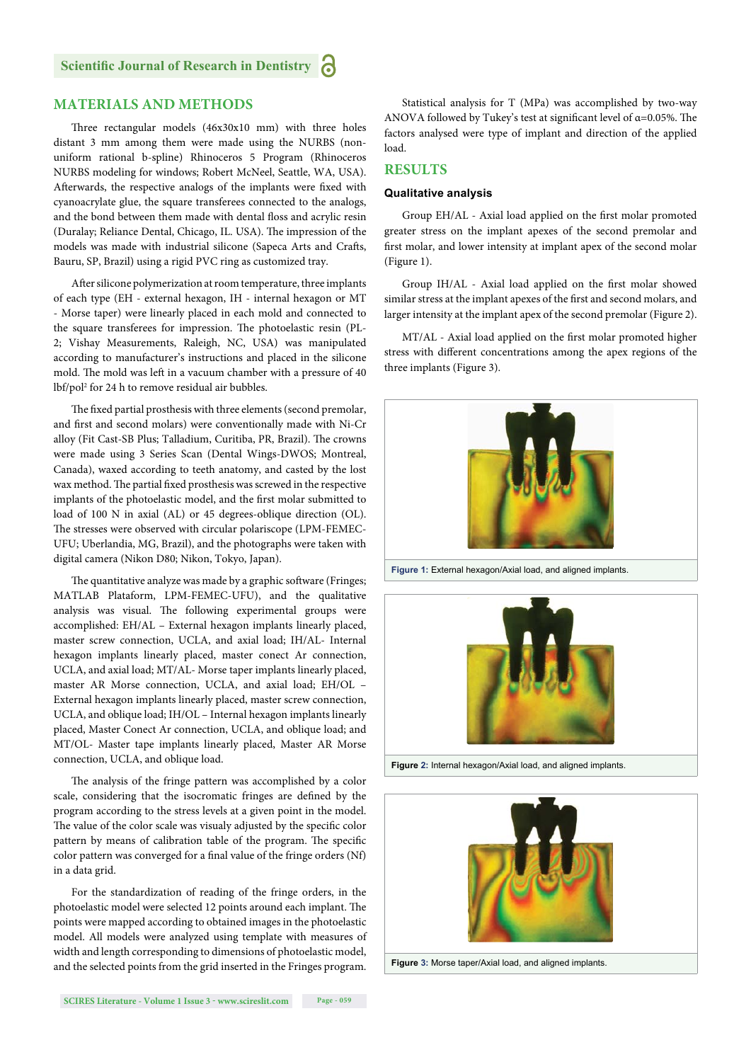## MATERIALS AND METHODS

Three rectangular models (46x30x10 mm) with three holes distant 3 mm among them were made using the NURBS (non-uniform rational b-spline) Rhinoceros 5 Program (Rhinoceros NURBS modeling for windows; Robert McNeel, Seattle, WA, USA). Afterwards, the respective analogs of the implants were fixed with cyanoacrylate glue, the square transferees connected to the analogs, and the bond between them made with dental floss and acrylic resin (Duralay; Reliance Dental, Chicago, IL. USA). The impression of the models was made with industrial silicone (Sapeca Arts and Crafts, Bauru, SP, Brazil) using a rigid PVC ring as customized tray.

After silicone polymerization at room temperature, three implants of each type (EH - external hexagon, IH - internal hexagon or MT - Morse taper) were linearly placed in each mold and connected to the square transferees for impression. The photoelastic resin (PL-2; Vishay Measurements, Raleigh, NC, USA) was manipulated according to manufacturer's instructions and placed in the silicone mold. The mold was left in a vacuum chamber with a pressure of 40 lbf/pol$^2$ for 24 h to remove residual air bubbles.

The fixed partial prosthesis with three elements (second premolar, and first and second molars) were conventionally made with Ni-Cr alloy (Fit Cast-SB Plus; Talladium, Curitiba, PR, Brazil). The crowns were made using 3 Series Scan (Dental Wings-DWOS; Montreal, Canada), waxed according to teeth anatomy, and casted by the lost wax method. The partial fixed prosthesis was screwed in the respective implants of the photoelastic model, and the first molar submitted to load of 100 N in axial (AL) or 45 degrees-oblique direction (OL). The stresses were observed with circular polariscope (LPM-FEMEC-UFU; Uberlandia, MG, Brazil), and the photographs were taken with digital camera (Nikon D80; Nikon, Tokyo, Japan).

The quantitative analyze was made by a graphic software (Fringes; MATLAB Plataform, LPM-FEMEC-UFU), and the qualitative analysis was visual. The following experimental groups were accomplished: EH/AL – External hexagon implants linearly placed, master screw connection, UCLA, and axial load; IH/AL- Internal hexagon implants linearly placed, master conect Ar connection, UCLA, and axial load; MT/AL- Morse taper implants linearly placed, master AR Morse connection, UCLA, and axial load; EH/OL – External hexagon implants linearly placed, master screw connection, UCLA, and oblique load; IH/OL – Internal hexagon implants linearly placed, Master Conect Ar connection, UCLA, and oblique load; and MT/OL- Master tape implants linearly placed, Master AR Morse connection, UCLA, and oblique load.

The analysis of the fringe pattern was accomplished by a color scale, considering that the isocromatic fringes are defined by the program according to the stress levels at a given point in the model. The value of the color scale was visualy adjusted by the specific color pattern by means of calibration table of the program. The specific color pattern was converged for a final value of the fringe orders (Nf) in a data grid.

For the standardization of reading of the fringe orders, in the photoelastic model were selected 12 points around each implant. The points were mapped according to obtained images in the photoelastic model. All models were analyzed using template with measures of width and length corresponding to dimensions of photoelastic model, and the selected points from the grid inserted in the Fringes program.

Statistical analysis for T (MPa) was accomplished by two-way ANOVA followed by Tukey's test at significant level of $\alpha$=0.05%. The factors analysed were type of implant and direction of the applied load.

## RESULTS

### Qualitative analysis

Group EH/AL - Axial load applied on the first molar promoted greater stress on the implant apexes of the second premolar and first molar, and lower intensity at implant apex of the second molar (Figure 1).

Group IH/AL - Axial load applied on the first molar showed similar stress at the implant apexes of the first and second molars, and larger intensity at the implant apex of the second premolar (Figure 2).

MT/AL - Axial load applied on the first molar promoted higher stress with different concentrations among the apex regions of the three implants (Figure 3).

**Figure 1:** External hexagon/Axial load, and aligned implants.

**Figure 2:** Internal hexagon/Axial load, and aligned implants.

**Figure 3:** Morse taper/Axial load, and aligned implants.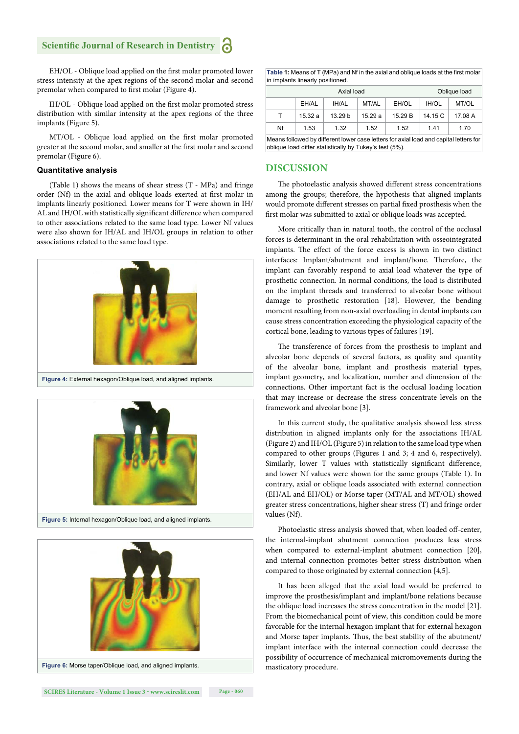EH/OL - Oblique load applied on the first molar promoted lower stress intensity at the apex regions of the second molar and second premolar when compared to first molar (Figure 4).

IH/OL - Oblique load applied on the first molar promoted stress distribution with similar intensity at the apex regions of the three implants (Figure 5).

MT/OL - Oblique load applied on the first molar promoted greater at the second molar, and smaller at the first molar and second premolar (Figure 6).

### Quantitative analysis

(Table 1) shows the means of shear stress (T - MPa) and fringe order (Nf) in the axial and oblique loads exerted at first molar in implants linearly positioned. Lower means for T were shown in IH/AL and IH/OL with statistically significant difference when compared to other associations related to the same load type. Lower Nf values were also shown for IH/AL and IH/OL groups in relation to other associations related to the same load type.

Figure 4: External hexagon/Oblique load, and aligned implants.

Figure 5: Internal hexagon/Oblique load, and aligned implants.

Figure 6: Morse taper/Oblique load, and aligned implants.

Table 1: Means of T (MPa) and Nf in the axial and oblique loads at the first molar in implants linearly positioned.

| | Axial load | | | Oblique load | | |
|---|---|---|---|---|---|---|
| | EH/AL | IH/AL | MT/AL | EH/OL | IH/OL | MT/OL |
| T | 15.32 a | 13.29 b | 15.29 a | 15.29 B | 14.15 C | 17.08 A |
| Nf | 1.53 | 1.32 | 1.52 | 1.52 | 1.41 | 1.70 |

Means followed by different lower case letters for axial load and capital letters for oblique load differ statistically by Tukey's test (5%).

## DISCUSSION

The photoelastic analysis showed different stress concentrations among the groups; therefore, the hypothesis that aligned implants would promote different stresses on partial fixed prosthesis when the first molar was submitted to axial or oblique loads was accepted.

More critically than in natural tooth, the control of the occlusal forces is determinant in the oral rehabilitation with osseointegrated implants. The effect of the force excess is shown in two distinct interfaces: Implant/abutment and implant/bone. Therefore, the implant can favorably respond to axial load whatever the type of prosthetic connection. In normal conditions, the load is distributed on the implant threads and transferred to alveolar bone without damage to prosthetic restoration [18]. However, the bending moment resulting from non-axial overloading in dental implants can cause stress concentration exceeding the physiological capacity of the cortical bone, leading to various types of failures [19].

The transference of forces from the prosthesis to implant and alveolar bone depends of several factors, as quality and quantity of the alveolar bone, implant and prosthesis material types, implant geometry, and localization, number and dimension of the connections. Other important fact is the occlusal loading location that may increase or decrease the stress concentrate levels on the framework and alveolar bone [3].

In this current study, the qualitative analysis showed less stress distribution in aligned implants only for the associations IH/AL (Figure 2) and IH/OL (Figure 5) in relation to the same load type when compared to other groups (Figures 1 and 3; 4 and 6, respectively). Similarly, lower T values with statistically significant difference, and lower Nf values were shown for the same groups (Table 1). In contrary, axial or oblique loads associated with external connection (EH/AL and EH/OL) or Morse taper (MT/AL and MT/OL) showed greater stress concentrations, higher shear stress (T) and fringe order values (Nf).

Photoelastic stress analysis showed that, when loaded off-center, the internal-implant abutment connection produces less stress when compared to external-implant abutment connection [20], and internal connection promotes better stress distribution when compared to those originated by external connection [4,5].

It has been alleged that the axial load would be preferred to improve the prosthesis/implant and implant/bone relations because the oblique load increases the stress concentration in the model [21]. From the biomechanical point of view, this condition could be more favorable for the internal hexagon implant that for external hexagon and Morse taper implants. Thus, the best stability of the abutment/implant interface with the internal connection could decrease the possibility of occurrence of mechanical micromovements during the masticatory procedure.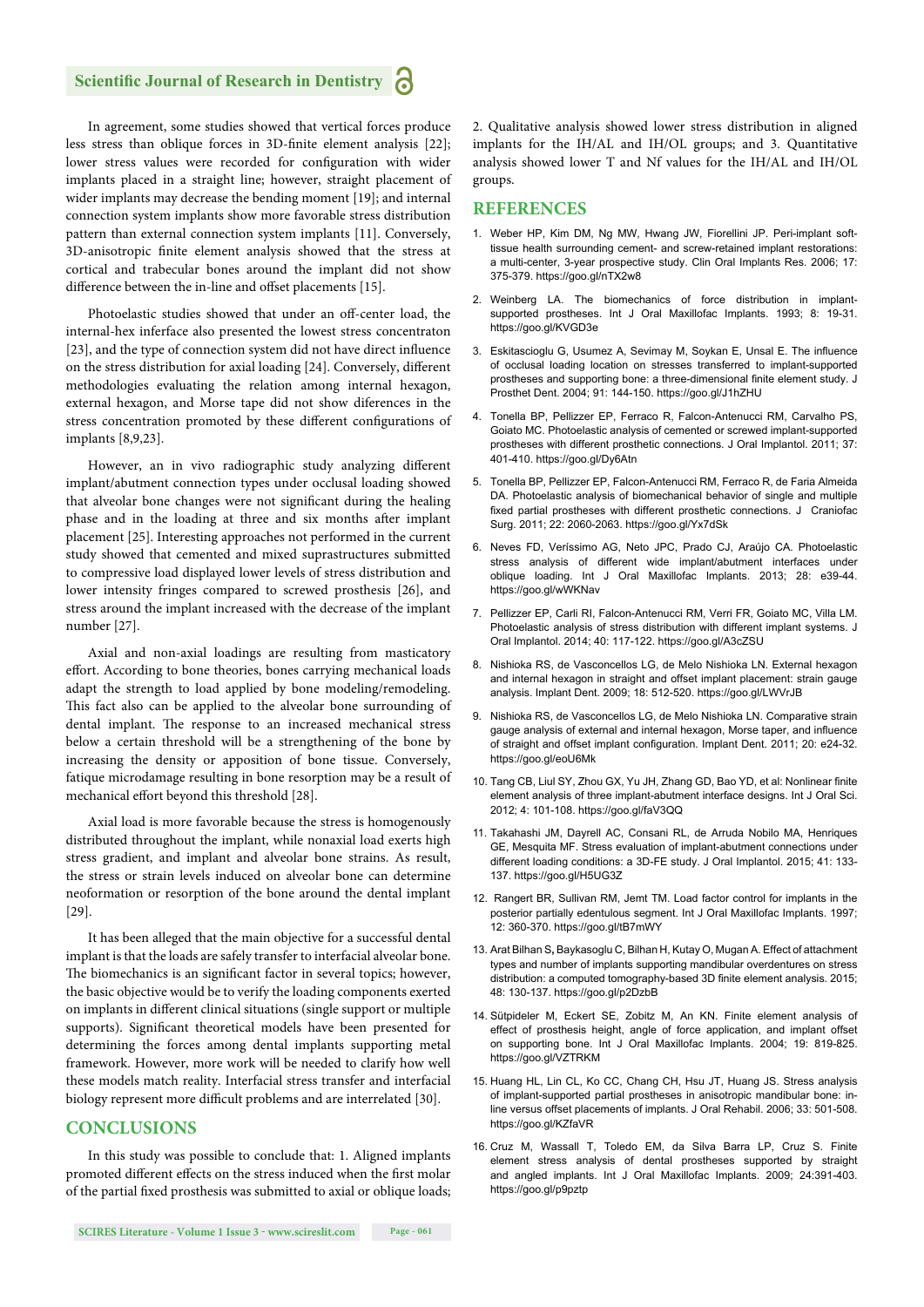In agreement, some studies showed that vertical forces produce less stress than oblique forces in 3D-finite element analysis [22]; lower stress values were recorded for configuration with wider implants placed in a straight line; however, straight placement of wider implants may decrease the bending moment [19]; and internal connection system implants show more favorable stress distribution pattern than external connection system implants [11]. Conversely, 3D-anisotropic finite element analysis showed that the stress at cortical and trabecular bones around the implant did not show difference between the in-line and offset placements [15].

Photoelastic studies showed that under an off-center load, the internal-hex inferface also presented the lowest stress concentraton [23], and the type of connection system did not have direct influence on the stress distribution for axial loading [24]. Conversely, different methodologies evaluating the relation among internal hexagon, external hexagon, and Morse tape did not show diferences in the stress concentration promoted by these different configurations of implants [8,9,23].

However, an in vivo radiographic study analyzing different implant/abutment connection types under occlusal loading showed that alveolar bone changes were not significant during the healing phase and in the loading at three and six months after implant placement [25]. Interesting approaches not performed in the current study showed that cemented and mixed suprastructures submitted to compressive load displayed lower levels of stress distribution and lower intensity fringes compared to screwed prosthesis [26], and stress around the implant increased with the decrease of the implant number [27].

Axial and non-axial loadings are resulting from masticatory effort. According to bone theories, bones carrying mechanical loads adapt the strength to load applied by bone modeling/remodeling. This fact also can be applied to the alveolar bone surrounding of dental implant. The response to an increased mechanical stress below a certain threshold will be a strengthening of the bone by increasing the density or apposition of bone tissue. Conversely, fatique microdamage resulting in bone resorption may be a result of mechanical effort beyond this threshold [28].

Axial load is more favorable because the stress is homogenously distributed throughout the implant, while nonaxial load exerts high stress gradient, and implant and alveolar bone strains. As result, the stress or strain levels induced on alveolar bone can determine neoformation or resorption of the bone around the dental implant [29].

It has been alleged that the main objective for a successful dental implant is that the loads are safely transfer to interfacial alveolar bone. The biomechanics is an significant factor in several topics; however, the basic objective would be to verify the loading components exerted on implants in different clinical situations (single support or multiple supports). Significant theoretical models have been presented for determining the forces among dental implants supporting metal framework. However, more work will be needed to clarify how well these models match reality. Interfacial stress transfer and interfacial biology represent more difficult problems and are interrelated [30].

## CONCLUSIONS

In this study was possible to conclude that: 1. Aligned implants promoted different effects on the stress induced when the first molar of the partial fixed prosthesis was submitted to axial or oblique loads; 2. Qualitative analysis showed lower stress distribution in aligned implants for the IH/AL and IH/OL groups; and 3. Quantitative analysis showed lower T and Nf values for the IH/AL and IH/OL groups.

## REFERENCES

1. Weber HP, Kim DM, Ng MW, Hwang JW, Fiorellini JP. Peri-implant soft-tissue health surrounding cement- and screw-retained implant restorations: a multi-center, 3-year prospective study. Clin Oral Implants Res. 2006; 17: 375-379. https://goo.gl/nTX2w8
2. Weinberg LA. The biomechanics of force distribution in implant-supported prostheses. Int J Oral Maxillofac Implants. 1993; 8: 19-31. https://goo.gl/KVGD3e
3. Eskitascioglu G, Usumez A, Sevimay M, Soykan E, Unsal E. The influence of occlusal loading location on stresses transferred to implant-supported prostheses and supporting bone: a three-dimensional finite element study. J Prosthet Dent. 2004; 91: 144-150. https://goo.gl/J1hZHU
4. Tonella BP, Pellizzer EP, Ferraco R, Falcon-Antenucci RM, Carvalho PS, Goiato MC. Photoelastic analysis of cemented or screwed implant-supported prostheses with different prosthetic connections. J Oral Implantol. 2011; 37: 401-410. https://goo.gl/Dy6Atn
5. Tonella BP, Pellizzer EP, Falcon-Antenucci RM, Ferraco R, de Faria Almeida DA. Photoelastic analysis of biomechanical behavior of single and multiple fixed partial prostheses with different prosthetic connections. J Craniofac Surg. 2011; 22: 2060-2063. https://goo.gl/Yx7dSk
6. Neves FD, Veríssimo AG, Neto JPC, Prado CJ, Araújo CA. Photoelastic stress analysis of different wide implant/abutment interfaces under oblique loading. Int J Oral Maxillofac Implants. 2013; 28: e39-44. https://goo.gl/wWKNav
7. Pellizzer EP, Carli RI, Falcon-Antenucci RM, Verri FR, Goiato MC, Villa LM. Photoelastic analysis of stress distribution with different implant systems. J Oral Implantol. 2014; 40: 117-122. https://goo.gl/A3cZSU
8. Nishioka RS, de Vasconcellos LG, de Melo Nishioka LN. External hexagon and internal hexagon in straight and offset implant placement: strain gauge analysis. Implant Dent. 2009; 18: 512-520. https://goo.gl/LWVrJB
9. Nishioka RS, de Vasconcellos LG, de Melo Nishioka LN. Comparative strain gauge analysis of external and internal hexagon, Morse taper, and influence of straight and offset implant configuration. Implant Dent. 2011; 20: e24-32. https://goo.gl/eoU6Mk
10. Tang CB, Liul SY, Zhou GX, Yu JH, Zhang GD, Bao YD, et al: Nonlinear finite element analysis of three implant-abutment interface designs. Int J Oral Sci. 2012; 4: 101-108. https://goo.gl/faV3QQ
11. Takahashi JM, Dayrell AC, Consani RL, de Arruda Nobilo MA, Henriques GE, Mesquita MF. Stress evaluation of implant-abutment connections under different loading conditions: a 3D-FE study. J Oral Implantol. 2015; 41: 133-137. https://goo.gl/H5UG3Z
12. Rangert BR, Sullivan RM, Jemt TM. Load factor control for implants in the posterior partially edentulous segment. Int J Oral Maxillofac Implants. 1997; 12: 360-370. https://goo.gl/tB7mWY
13. Arat Bilhan S, Baykasoglu C, Bilhan H, Kutay O, Mugan A. Effect of attachment types and number of implants supporting mandibular overdentures on stress distribution: a computed tomography-based 3D finite element analysis. 2015; 48: 130-137. https://goo.gl/p2DzbB
14. Sütpideler M, Eckert SE, Zobitz M, An KN. Finite element analysis of effect of prosthesis height, angle of force application, and implant offset on supporting bone. Int J Oral Maxillofac Implants. 2004; 19: 819-825. https://goo.gl/VZTRKM
15. Huang HL, Lin CL, Ko CC, Chang CH, Hsu JT, Huang JS. Stress analysis of implant-supported partial prostheses in anisotropic mandibular bone: in-line versus offset placements of implants. J Oral Rehabil. 2006; 33: 501-508. https://goo.gl/KZfaVR
16. Cruz M, Wassall T, Toledo EM, da Silva Barra LP, Cruz S. Finite element stress analysis of dental prostheses supported by straight and angled implants. Int J Oral Maxillofac Implants. 2009; 24:391-403. https://goo.gl/p9pztp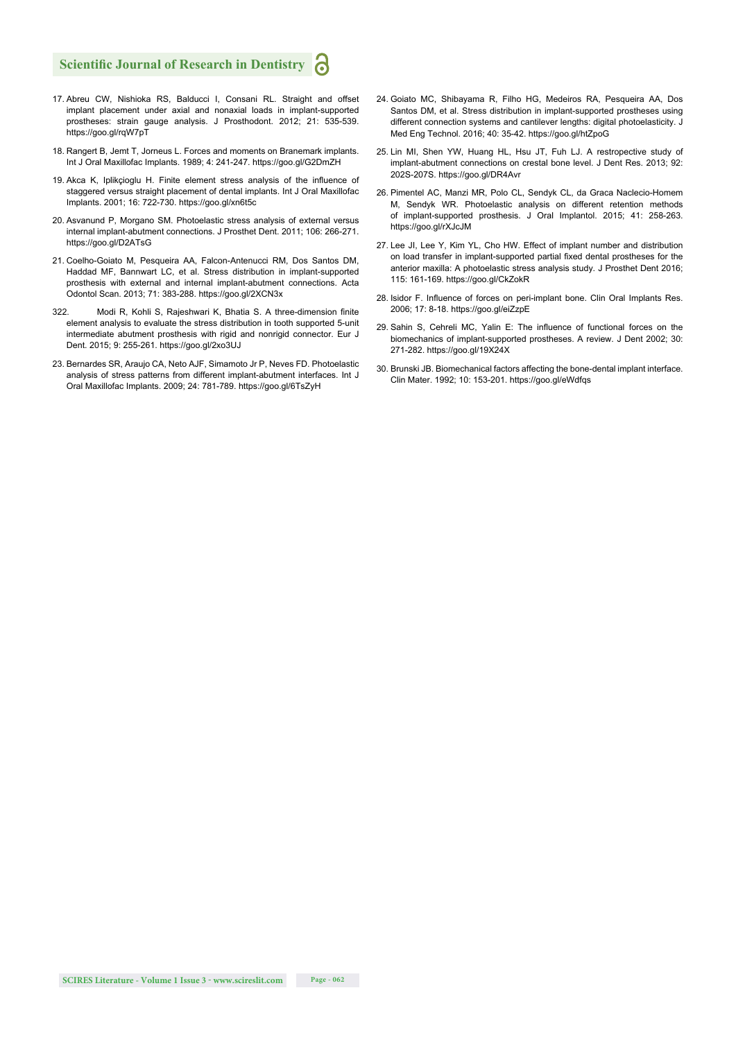17. Abreu CW, Nishioka RS, Balducci I, Consani RL. Straight and offset implant placement under axial and nonaxial loads in implant-supported prostheses: strain gauge analysis. J Prosthodont. 2012; 21: 535-539. https://goo.gl/rqW7pT

18. Rangert B, Jemt T, Jorneus L. Forces and moments on Branemark implants. Int J Oral Maxillofac Implants. 1989; 4: 241-247. https://goo.gl/G2DmZH

19. Akca K, Iplikçioglu H. Finite element stress analysis of the influence of staggered versus straight placement of dental implants. Int J Oral Maxillofac Implants. 2001; 16: 722-730. https://goo.gl/xn6t5c

20. Asvanund P, Morgano SM. Photoelastic stress analysis of external versus internal implant-abutment connections. J Prosthet Dent. 2011; 106: 266-271. https://goo.gl/D2ATsG

21. Coelho-Goiato M, Pesqueira AA, Falcon-Antenucci RM, Dos Santos DM, Haddad MF, Bannwart LC, et al. Stress distribution in implant-supported prosthesis with external and internal implant-abutment connections. Acta Odontol Scan. 2013; 71: 383-288. https://goo.gl/2XCN3x

322. Modi R, Kohli S, Rajeshwari K, Bhatia S. A three-dimension finite element analysis to evaluate the stress distribution in tooth supported 5-unit intermediate abutment prosthesis with rigid and nonrigid connector. Eur J Dent. 2015; 9: 255-261. https://goo.gl/2xo3UJ

23. Bernardes SR, Araujo CA, Neto AJF, Simamoto Jr P, Neves FD. Photoelastic analysis of stress patterns from different implant-abutment interfaces. Int J Oral Maxillofac Implants. 2009; 24: 781-789. https://goo.gl/6TsZyH

24. Goiato MC, Shibayama R, Filho HG, Medeiros RA, Pesqueira AA, Dos Santos DM, et al. Stress distribution in implant-supported prostheses using different connection systems and cantilever lengths: digital photoelasticity. J Med Eng Technol. 2016; 40: 35-42. https://goo.gl/htZpoG

25. Lin MI, Shen YW, Huang HL, Hsu JT, Fuh LJ. A restropective study of implant-abutment connections on crestal bone level. J Dent Res. 2013; 92: 202S-207S. https://goo.gl/DR4Avr

26. Pimentel AC, Manzi MR, Polo CL, Sendyk CL, da Graca Naclecio-Homem M, Sendyk WR. Photoelastic analysis on different retention methods of implant-supported prosthesis. J Oral Implantol. 2015; 41: 258-263. https://goo.gl/rXJcJM

27. Lee JI, Lee Y, Kim YL, Cho HW. Effect of implant number and distribution on load transfer in implant-supported partial fixed dental prostheses for the anterior maxilla: A photoelastic stress analysis study. J Prosthet Dent 2016; 115: 161-169. https://goo.gl/CkZokR

28. Isidor F. Influence of forces on peri-implant bone. Clin Oral Implants Res. 2006; 17: 8-18. https://goo.gl/eiZzpE

29. Sahin S, Cehreli MC, Yalin E: The influence of functional forces on the biomechanics of implant-supported prostheses. A review. J Dent 2002; 30: 271-282. https://goo.gl/19X24X

30. Brunski JB. Biomechanical factors affecting the bone-dental implant interface. Clin Mater. 1992; 10: 153-201. https://goo.gl/eWdfqs